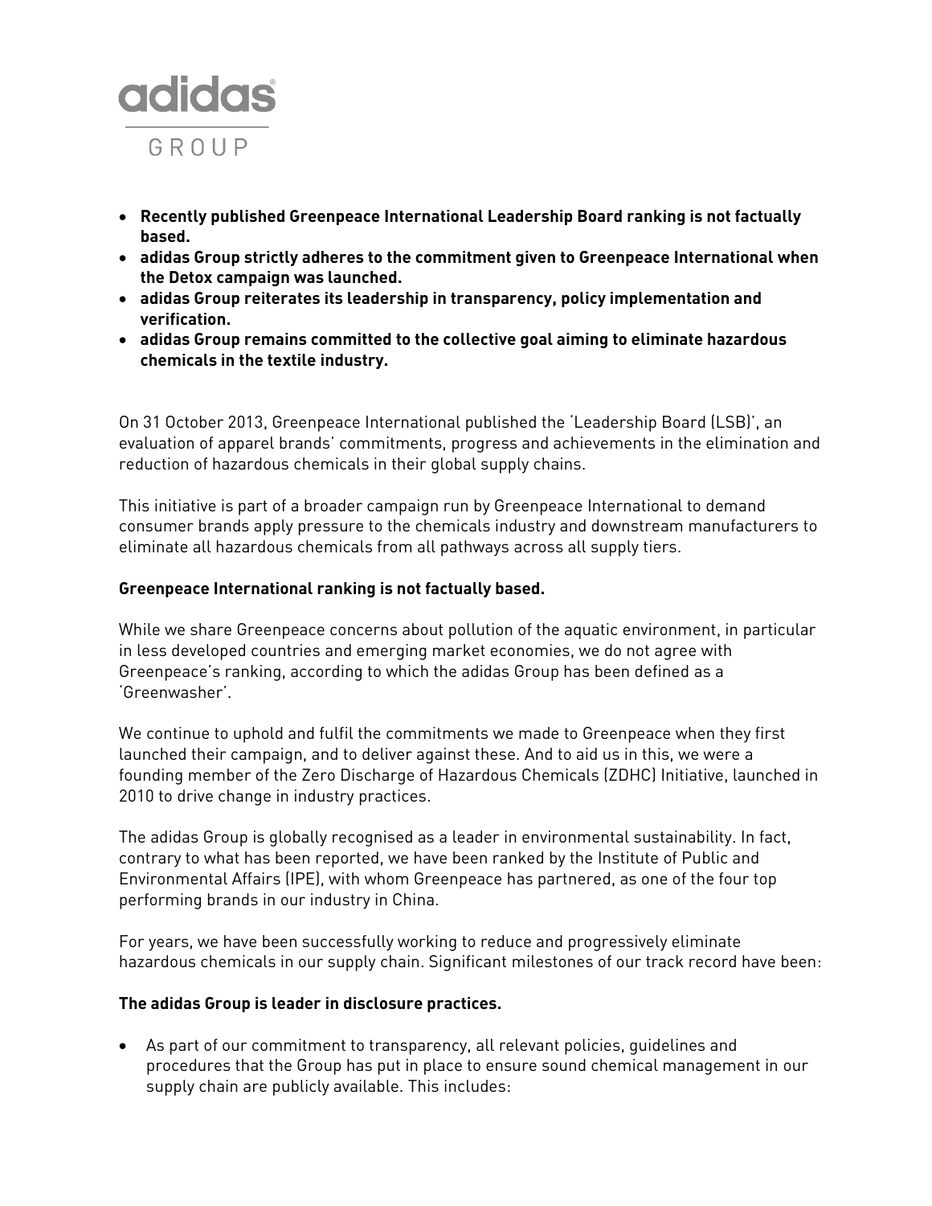adidas GROUP

- **Recently published Greenpeace International Leadership Board ranking is not factually based.**
- **adidas Group strictly adheres to the commitment given to Greenpeace International when the Detox campaign was launched.**
- **adidas Group reiterates its leadership in transparency, policy implementation and verification.**
- **adidas Group remains committed to the collective goal aiming to eliminate hazardous chemicals in the textile industry.**

On 31 October 2013, Greenpeace International published the 'Leadership Board (LSB)', an evaluation of apparel brands' commitments, progress and achievements in the elimination and reduction of hazardous chemicals in their global supply chains.

This initiative is part of a broader campaign run by Greenpeace International to demand consumer brands apply pressure to the chemicals industry and downstream manufacturers to eliminate all hazardous chemicals from all pathways across all supply tiers.

**Greenpeace International ranking is not factually based.**

While we share Greenpeace concerns about pollution of the aquatic environment, in particular in less developed countries and emerging market economies, we do not agree with Greenpeace's ranking, according to which the adidas Group has been defined as a 'Greenwasher'.

We continue to uphold and fulfil the commitments we made to Greenpeace when they first launched their campaign, and to deliver against these. And to aid us in this, we were a founding member of the Zero Discharge of Hazardous Chemicals (ZDHC) Initiative, launched in 2010 to drive change in industry practices.

The adidas Group is globally recognised as a leader in environmental sustainability. In fact, contrary to what has been reported, we have been ranked by the Institute of Public and Environmental Affairs (IPE), with whom Greenpeace has partnered, as one of the four top performing brands in our industry in China.

For years, we have been successfully working to reduce and progressively eliminate hazardous chemicals in our supply chain. Significant milestones of our track record have been:

**The adidas Group is leader in disclosure practices.**

- As part of our commitment to transparency, all relevant policies, guidelines and procedures that the Group has put in place to ensure sound chemical management in our supply chain are publicly available. This includes: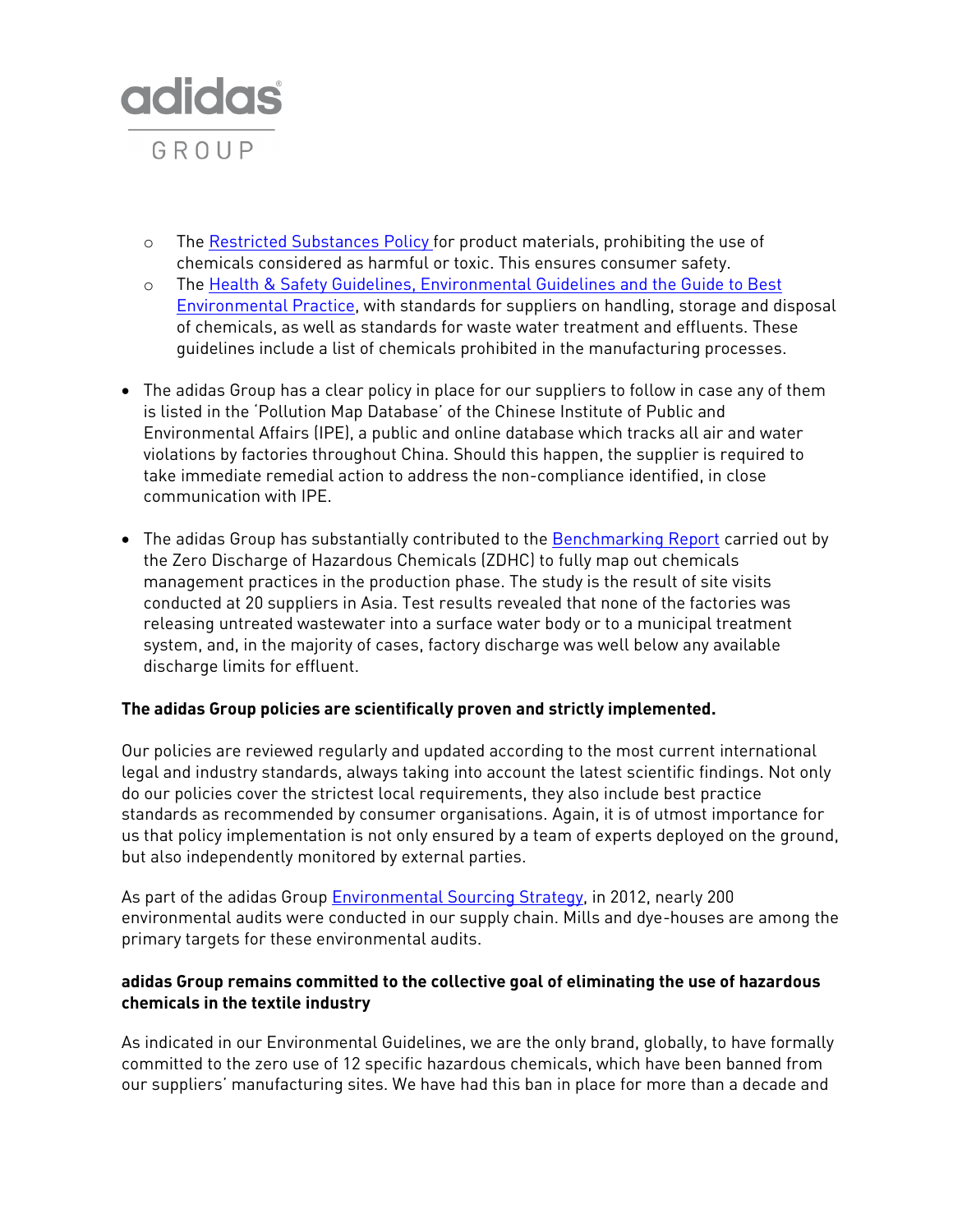- The Restricted Substances Policy for product materials, prohibiting the use of chemicals considered as harmful or toxic. This ensures consumer safety.
- The Health & Safety Guidelines, Environmental Guidelines and the Guide to Best Environmental Practice, with standards for suppliers on handling, storage and disposal of chemicals, as well as standards for waste water treatment and effluents. These guidelines include a list of chemicals prohibited in the manufacturing processes.

- The adidas Group has a clear policy in place for our suppliers to follow in case any of them is listed in the 'Pollution Map Database' of the Chinese Institute of Public and Environmental Affairs (IPE), a public and online database which tracks all air and water violations by factories throughout China. Should this happen, the supplier is required to take immediate remedial action to address the non-compliance identified, in close communication with IPE.

- The adidas Group has substantially contributed to the Benchmarking Report carried out by the Zero Discharge of Hazardous Chemicals (ZDHC) to fully map out chemicals management practices in the production phase. The study is the result of site visits conducted at 20 suppliers in Asia. Test results revealed that none of the factories was releasing untreated wastewater into a surface water body or to a municipal treatment system, and, in the majority of cases, factory discharge was well below any available discharge limits for effluent.

**The adidas Group policies are scientifically proven and strictly implemented.**

Our policies are reviewed regularly and updated according to the most current international legal and industry standards, always taking into account the latest scientific findings. Not only do our policies cover the strictest local requirements, they also include best practice standards as recommended by consumer organisations. Again, it is of utmost importance for us that policy implementation is not only ensured by a team of experts deployed on the ground, but also independently monitored by external parties.

As part of the adidas Group Environmental Sourcing Strategy, in 2012, nearly 200 environmental audits were conducted in our supply chain. Mills and dye-houses are among the primary targets for these environmental audits.

**adidas Group remains committed to the collective goal of eliminating the use of hazardous chemicals in the textile industry**

As indicated in our Environmental Guidelines, we are the only brand, globally, to have formally committed to the zero use of 12 specific hazardous chemicals, which have been banned from our suppliers' manufacturing sites. We have had this ban in place for more than a decade and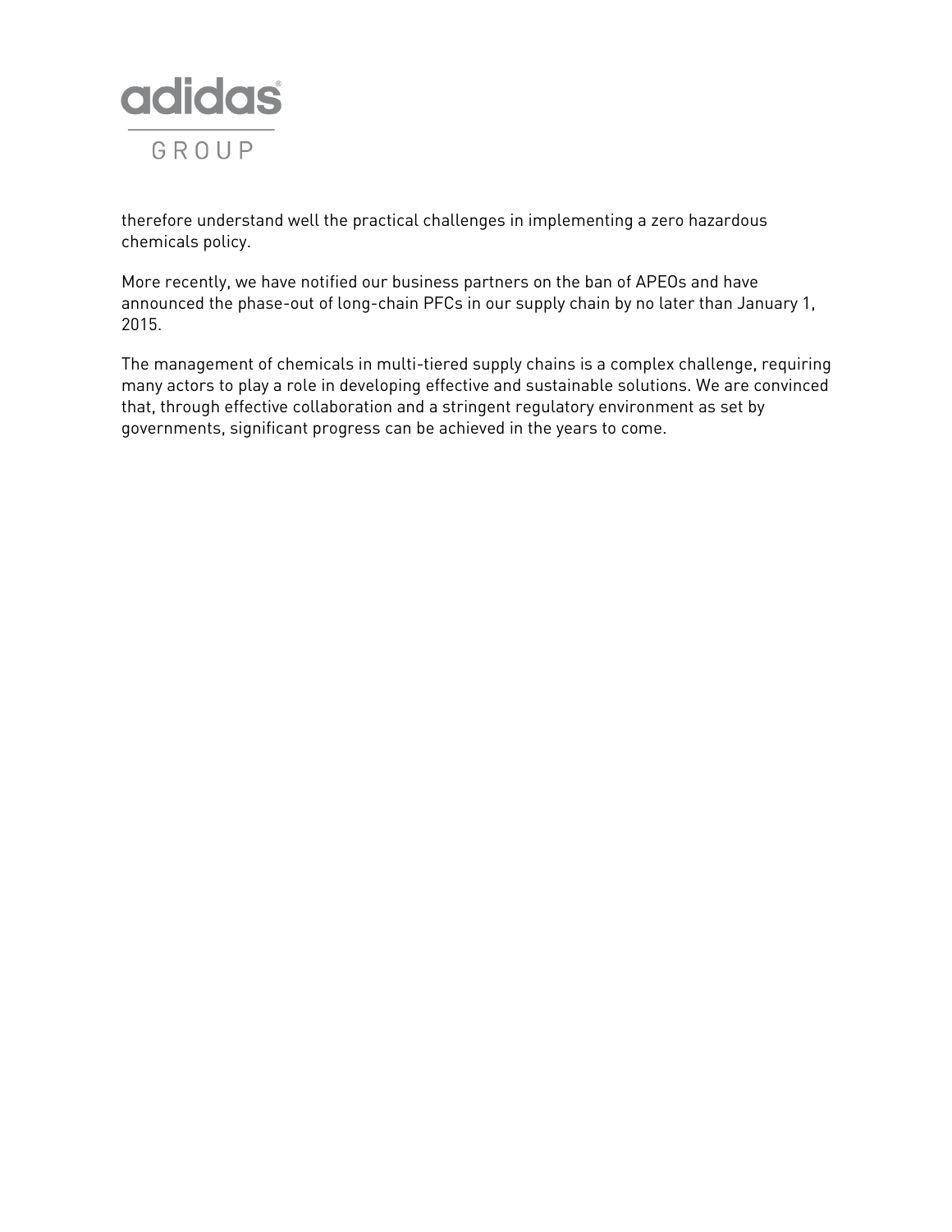therefore understand well the practical challenges in implementing a zero hazardous chemicals policy.

More recently, we have notified our business partners on the ban of APEOs and have announced the phase-out of long-chain PFCs in our supply chain by no later than January 1, 2015.

The management of chemicals in multi-tiered supply chains is a complex challenge, requiring many actors to play a role in developing effective and sustainable solutions. We are convinced that, through effective collaboration and a stringent regulatory environment as set by governments, significant progress can be achieved in the years to come.